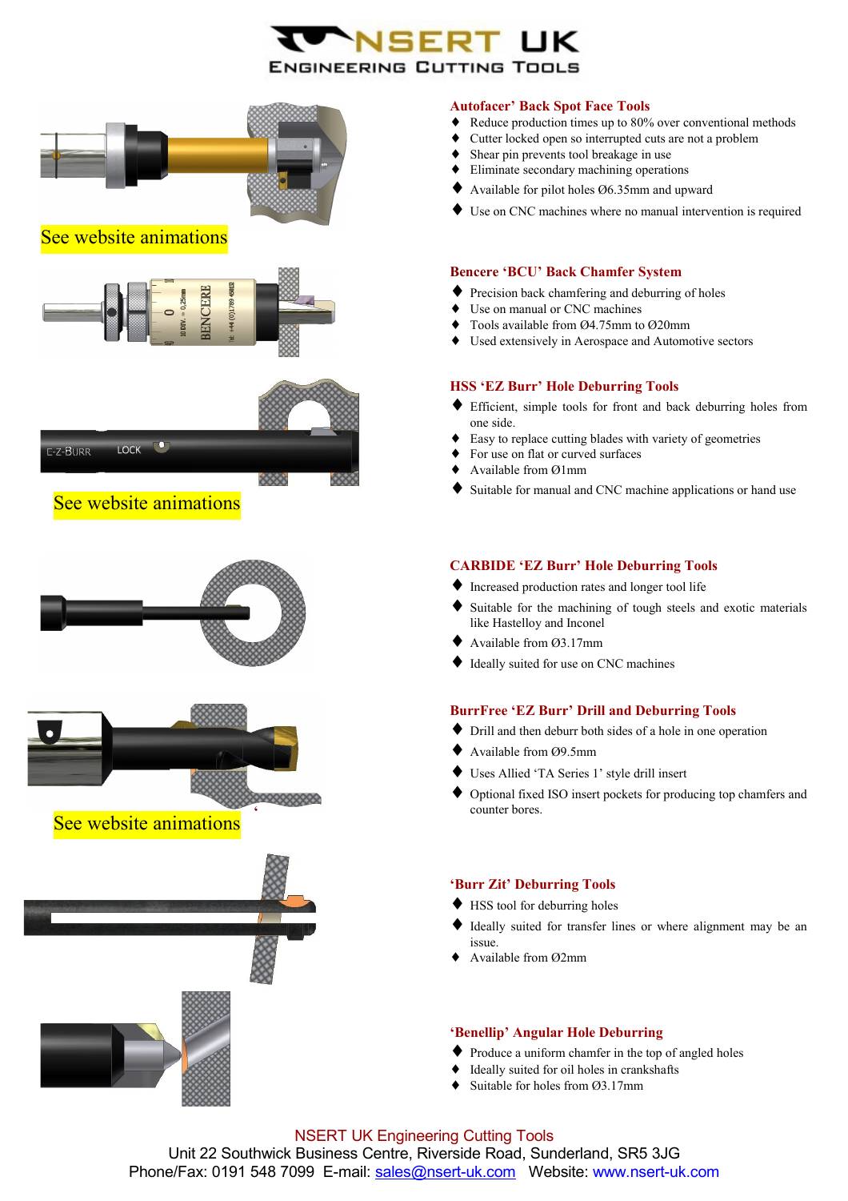# NSERT UK

ENGINEERING CUTTING TOOLS

See website animations

## Autofacer' Back Spot Face Tools

- Reduce production times up to 80% over conventional methods
- Cutter locked open so interrupted cuts are not a problem
- Shear pin prevents tool breakage in use
- Eliminate secondary machining operations
- Available for pilot holes Ø6.35mm and upward
- Use on CNC machines where no manual intervention is required

## Bencere 'BCU' Back Chamfer System

- Precision back chamfering and deburring of holes
- Use on manual or CNC machines
- Tools available from Ø4.75mm to Ø20mm
- Used extensively in Aerospace and Automotive sectors

See website animations

## HSS 'EZ Burr' Hole Deburring Tools

- Efficient, simple tools for front and back deburring holes from one side.
- Easy to replace cutting blades with variety of geometries
- For use on flat or curved surfaces
- Available from Ø1mm
- Suitable for manual and CNC machine applications or hand use

## CARBIDE 'EZ Burr' Hole Deburring Tools

- Increased production rates and longer tool life
- Suitable for the machining of tough steels and exotic materials like Hastelloy and Inconel
- Available from Ø3.17mm
- Ideally suited for use on CNC machines

See website animations

## BurrFree 'EZ Burr' Drill and Deburring Tools

- Drill and then deburr both sides of a hole in one operation
- Available from Ø9.5mm
- Uses Allied 'TA Series 1' style drill insert
- Optional fixed ISO insert pockets for producing top chamfers and counter bores.

## 'Burr Zit' Deburring Tools

- HSS tool for deburring holes
- Ideally suited for transfer lines or where alignment may be an issue.
- Available from Ø2mm

## 'Benellip' Angular Hole Deburring

- Produce a uniform chamfer in the top of angled holes
- Ideally suited for oil holes in crankshafts
- Suitable for holes from Ø3.17mm

NSERT UK Engineering Cutting Tools
Unit 22 Southwick Business Centre, Riverside Road, Sunderland, SR5 3JG
Phone/Fax: 0191 548 7099 E-mail: sales@nsert-uk.com Website: www.nsert-uk.com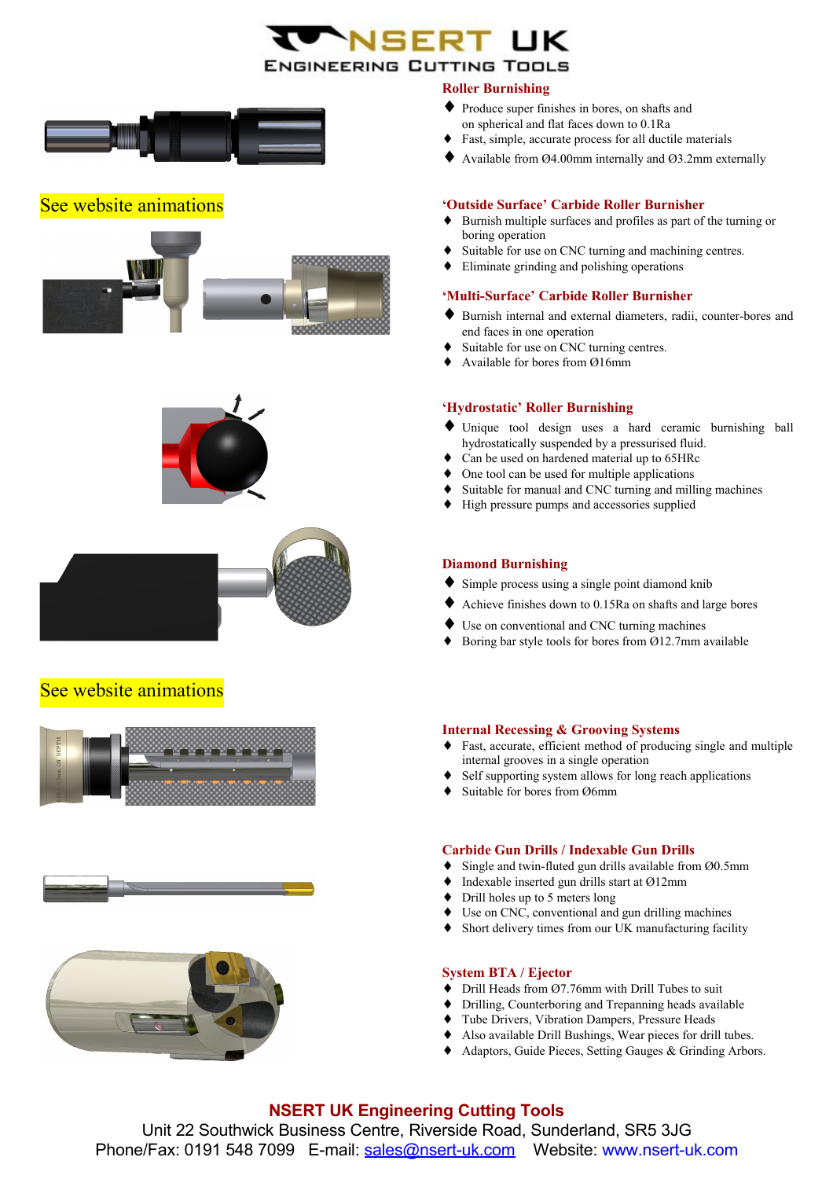# NSERT UK
## ENGINEERING CUTTING TOOLS

See website animations

See website animations

### Roller Burnishing

- Produce super finishes in bores, on shafts and on spherical and flat faces down to 0.1Ra
- Fast, simple, accurate process for all ductile materials
- Available from Ø4.00mm internally and Ø3.2mm externally

### 'Outside Surface' Carbide Roller Burnisher

- Burnish multiple surfaces and profiles as part of the turning or boring operation
- Suitable for use on CNC turning and machining centres.
- Eliminate grinding and polishing operations

### 'Multi-Surface' Carbide Roller Burnisher

- Burnish internal and external diameters, radii, counter-bores and end faces in one operation
- Suitable for use on CNC turning centres.
- Available for bores from Ø16mm

### 'Hydrostatic' Roller Burnishing

- Unique tool design uses a hard ceramic burnishing ball hydrostatically suspended by a pressurised fluid.
- Can be used on hardened material up to 65HRc
- One tool can be used for multiple applications
- Suitable for manual and CNC turning and milling machines
- High pressure pumps and accessories supplied

### Diamond Burnishing

- Simple process using a single point diamond knib
- Achieve finishes down to 0.15Ra on shafts and large bores
- Use on conventional and CNC turning machines
- Boring bar style tools for bores from Ø12.7mm available

### Internal Recessing & Grooving Systems

- Fast, accurate, efficient method of producing single and multiple internal grooves in a single operation
- Self supporting system allows for long reach applications
- Suitable for bores from Ø6mm

### Carbide Gun Drills / Indexable Gun Drills

- Single and twin-fluted gun drills available from Ø0.5mm
- Indexable inserted gun drills start at Ø12mm
- Drill holes up to 5 meters long
- Use on CNC, conventional and gun drilling machines
- Short delivery times from our UK manufacturing facility

### System BTA / Ejector

- Drill Heads from Ø7.76mm with Drill Tubes to suit
- Drilling, Counterboring and Trepanning heads available
- Tube Drivers, Vibration Dampers, Pressure Heads
- Also available Drill Bushings, Wear pieces for drill tubes.
- Adaptors, Guide Pieces, Setting Gauges & Grinding Arbors.

**NSERT UK Engineering Cutting Tools**
Unit 22 Southwick Business Centre, Riverside Road, Sunderland, SR5 3JG
Phone/Fax: 0191 548 7099 E-mail: sales@nsert-uk.com Website: www.nsert-uk.com